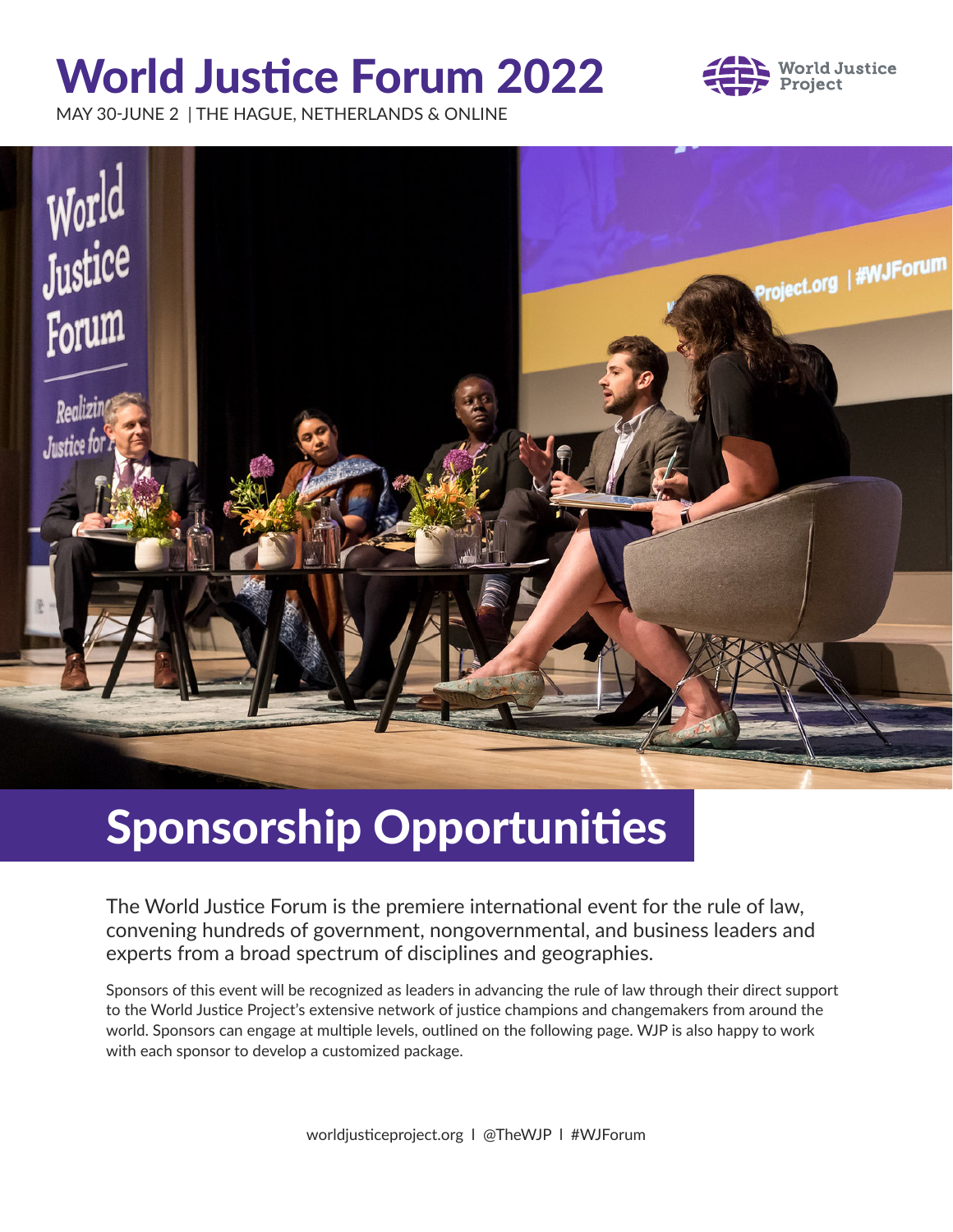# World Justice Forum 2022

MAY 30-JUNE 2 | THE HAGUE, NETHERLANDS & ONLINE

World Justice Project

## Sponsorship Opportunities

The World Justice Forum is the premiere international event for the rule of law, convening hundreds of government, nongovernmental, and business leaders and experts from a broad spectrum of disciplines and geographies.

Sponsors of this event will be recognized as leaders in advancing the rule of law through their direct support to the World Justice Project's extensive network of justice champions and changemakers from around the world. Sponsors can engage at multiple levels, outlined on the following page. WJP is also happy to work with each sponsor to develop a customized package.

worldjusticeproject.org | @TheWJP | #WJForum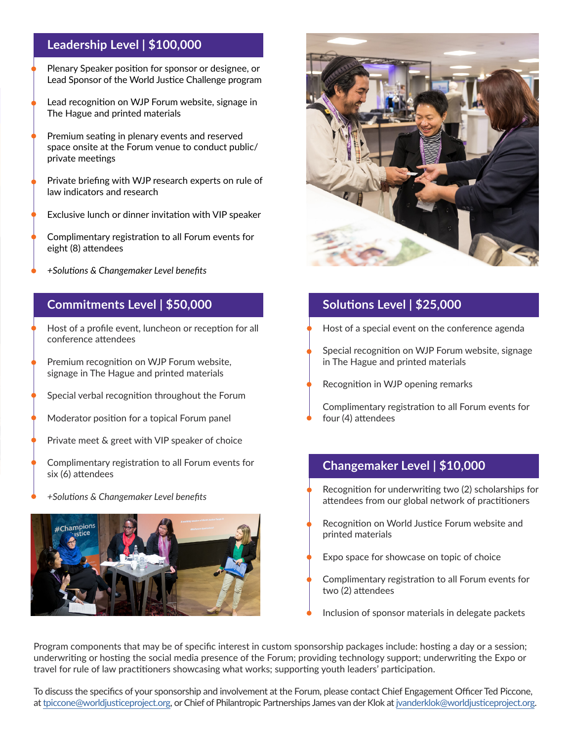## Leadership Level | $100,000

- Plenary Speaker position for sponsor or designee, or Lead Sponsor of the World Justice Challenge program
- Lead recognition on WJP Forum website, signage in The Hague and printed materials
- Premium seating in plenary events and reserved space onsite at the Forum venue to conduct public/private meetings
- Private briefing with WJP research experts on rule of law indicators and research
- Exclusive lunch or dinner invitation with VIP speaker
- Complimentary registration to all Forum events for eight (8) attendees
- *+Solutions & Changemaker Level benefits*

## Commitments Level | $50,000

- Host of a profile event, luncheon or reception for all conference attendees
- Premium recognition on WJP Forum website, signage in The Hague and printed materials
- Special verbal recognition throughout the Forum
- Moderator position for a topical Forum panel
- Private meet & greet with VIP speaker of choice
- Complimentary registration to all Forum events for six (6) attendees
- *+Solutions & Changemaker Level benefits*

## Solutions Level | $25,000

- Host of a special event on the conference agenda
- Special recognition on WJP Forum website, signage in The Hague and printed materials
- Recognition in WJP opening remarks
- Complimentary registration to all Forum events for four (4) attendees

## Changemaker Level | $10,000

- Recognition for underwriting two (2) scholarships for attendees from our global network of practitioners
- Recognition on World Justice Forum website and printed materials
- Expo space for showcase on topic of choice
- Complimentary registration to all Forum events for two (2) attendees
- Inclusion of sponsor materials in delegate packets

Program components that may be of specific interest in custom sponsorship packages include: hosting a day or a session; underwriting or hosting the social media presence of the Forum; providing technology support; underwriting the Expo or travel for rule of law practitioners showcasing what works; supporting youth leaders' participation.

To discuss the specifics of your sponsorship and involvement at the Forum, please contact Chief Engagement Officer Ted Piccone, at tpiccone@worldjusticeproject.org, or Chief of Philantropic Partnerships James van der Klok at jvanderklok@worldjusticeproject.org.